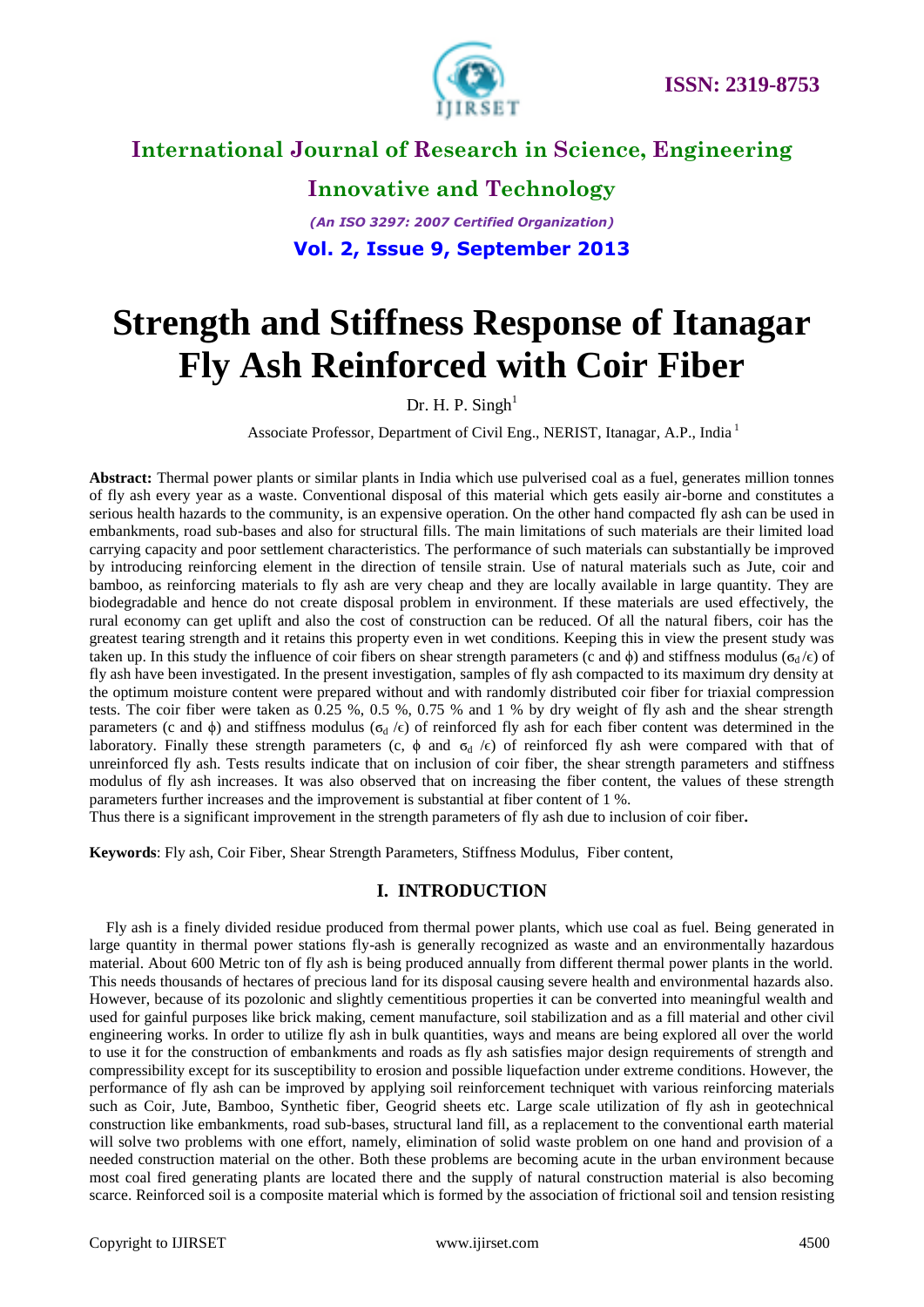# Strength and Stiffness Response of Itanagar Fly Ash Reinforced with Coir Fiber

Dr. H. P. Singh[1]

Associate Professor, Department of Civil Eng., NERIST, Itanagar, A.P., India [1]

**Abstract:** Thermal power plants or similar plants in India which use pulverised coal as a fuel, generates million tonnes of fly ash every year as a waste. Conventional disposal of this material which gets easily air-borne and constitutes a serious health hazards to the community, is an expensive operation. On the other hand compacted fly ash can be used in embankments, road sub-bases and also for structural fills. The main limitations of such materials are their limited load carrying capacity and poor settlement characteristics. The performance of such materials can substantially be improved by introducing reinforcing element in the direction of tensile strain. Use of natural materials such as Jute, coir and bamboo, as reinforcing materials to fly ash are very cheap and they are locally available in large quantity. They are biodegradable and hence do not create disposal problem in environment. If these materials are used effectively, the rural economy can get uplift and also the cost of construction can be reduced. Of all the natural fibers, coir has the greatest tearing strength and it retains this property even in wet conditions. Keeping this in view the present study was taken up. In this study the influence of coir fibers on shear strength parameters (c and $\phi$) and stiffness modulus ($\sigma_d/\epsilon$) of fly ash have been investigated. In the present investigation, samples of fly ash compacted to its maximum dry density at the optimum moisture content were prepared without and with randomly distributed coir fiber for triaxial compression tests. The coir fiber were taken as 0.25 %, 0.5 %, 0.75 % and 1 % by dry weight of fly ash and the shear strength parameters (c and $\phi$) and stiffness modulus ($\sigma_d/\epsilon$) of reinforced fly ash for each fiber content was determined in the laboratory. Finally these strength parameters (c, $\phi$ and $\sigma_d/\epsilon$) of reinforced fly ash were compared with that of unreinforced fly ash. Tests results indicate that on inclusion of coir fiber, the shear strength parameters and stiffness modulus of fly ash increases. It was also observed that on increasing the fiber content, the values of these strength parameters further increases and the improvement is substantial at fiber content of 1 %.
Thus there is a significant improvement in the strength parameters of fly ash due to inclusion of coir fiber**.**

**Keywords**: Fly ash, Coir Fiber, Shear Strength Parameters, Stiffness Modulus, Fiber content,

## I. INTRODUCTION

Fly ash is a finely divided residue produced from thermal power plants, which use coal as fuel. Being generated in large quantity in thermal power stations fly-ash is generally recognized as waste and an environmentally hazardous material. About 600 Metric ton of fly ash is being produced annually from different thermal power plants in the world. This needs thousands of hectares of precious land for its disposal causing severe health and environmental hazards also. However, because of its pozolonic and slightly cementitious properties it can be converted into meaningful wealth and used for gainful purposes like brick making, cement manufacture, soil stabilization and as a fill material and other civil engineering works. In order to utilize fly ash in bulk quantities, ways and means are being explored all over the world to use it for the construction of embankments and roads as fly ash satisfies major design requirements of strength and compressibility except for its susceptibility to erosion and possible liquefaction under extreme conditions. However, the performance of fly ash can be improved by applying soil reinforcement techniquet with various reinforcing materials such as Coir, Jute, Bamboo, Synthetic fiber, Geogrid sheets etc. Large scale utilization of fly ash in geotechnical construction like embankments, road sub-bases, structural land fill, as a replacement to the conventional earth material will solve two problems with one effort, namely, elimination of solid waste problem on one hand and provision of a needed construction material on the other. Both these problems are becoming acute in the urban environment because most coal fired generating plants are located there and the supply of natural construction material is also becoming scarce. Reinforced soil is a composite material which is formed by the association of frictional soil and tension resisting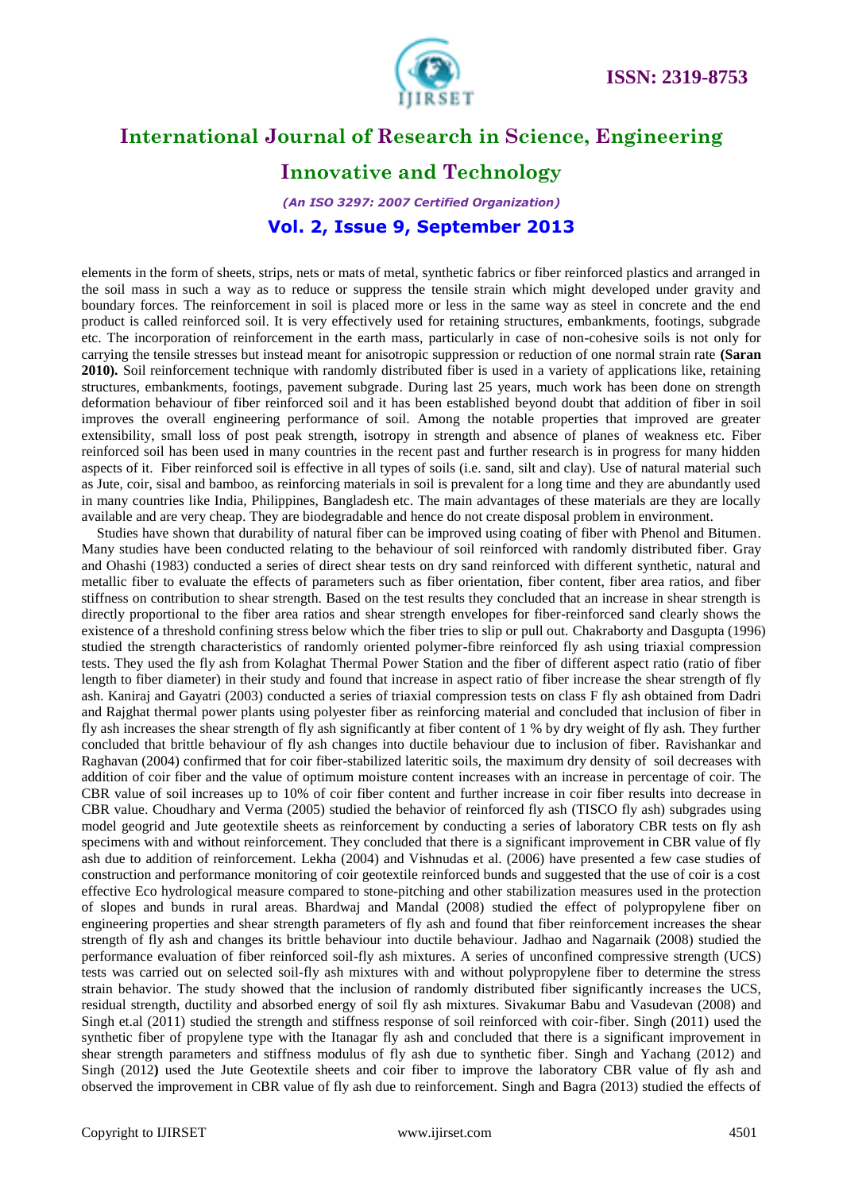elements in the form of sheets, strips, nets or mats of metal, synthetic fabrics or fiber reinforced plastics and arranged in the soil mass in such a way as to reduce or suppress the tensile strain which might developed under gravity and boundary forces. The reinforcement in soil is placed more or less in the same way as steel in concrete and the end product is called reinforced soil. It is very effectively used for retaining structures, embankments, footings, subgrade etc. The incorporation of reinforcement in the earth mass, particularly in case of non-cohesive soils is not only for carrying the tensile stresses but instead meant for anisotropic suppression or reduction of one normal strain rate **(Saran 2010).** Soil reinforcement technique with randomly distributed fiber is used in a variety of applications like, retaining structures, embankments, footings, pavement subgrade. During last 25 years, much work has been done on strength deformation behaviour of fiber reinforced soil and it has been established beyond doubt that addition of fiber in soil improves the overall engineering performance of soil. Among the notable properties that improved are greater extensibility, small loss of post peak strength, isotropy in strength and absence of planes of weakness etc. Fiber reinforced soil has been used in many countries in the recent past and further research is in progress for many hidden aspects of it. Fiber reinforced soil is effective in all types of soils (i.e. sand, silt and clay). Use of natural material such as Jute, coir, sisal and bamboo, as reinforcing materials in soil is prevalent for a long time and they are abundantly used in many countries like India, Philippines, Bangladesh etc. The main advantages of these materials are they are locally available and are very cheap. They are biodegradable and hence do not create disposal problem in environment.

Studies have shown that durability of natural fiber can be improved using coating of fiber with Phenol and Bitumen. Many studies have been conducted relating to the behaviour of soil reinforced with randomly distributed fiber. Gray and Ohashi (1983) conducted a series of direct shear tests on dry sand reinforced with different synthetic, natural and metallic fiber to evaluate the effects of parameters such as fiber orientation, fiber content, fiber area ratios, and fiber stiffness on contribution to shear strength. Based on the test results they concluded that an increase in shear strength is directly proportional to the fiber area ratios and shear strength envelopes for fiber-reinforced sand clearly shows the existence of a threshold confining stress below which the fiber tries to slip or pull out. Chakraborty and Dasgupta (1996) studied the strength characteristics of randomly oriented polymer-fibre reinforced fly ash using triaxial compression tests. They used the fly ash from Kolaghat Thermal Power Station and the fiber of different aspect ratio (ratio of fiber length to fiber diameter) in their study and found that increase in aspect ratio of fiber increase the shear strength of fly ash. Kaniraj and Gayatri (2003) conducted a series of triaxial compression tests on class F fly ash obtained from Dadri and Rajghat thermal power plants using polyester fiber as reinforcing material and concluded that inclusion of fiber in fly ash increases the shear strength of fly ash significantly at fiber content of 1 % by dry weight of fly ash. They further concluded that brittle behaviour of fly ash changes into ductile behaviour due to inclusion of fiber. Ravishankar and Raghavan (2004) confirmed that for coir fiber-stabilized lateritic soils, the maximum dry density of soil decreases with addition of coir fiber and the value of optimum moisture content increases with an increase in percentage of coir. The CBR value of soil increases up to 10% of coir fiber content and further increase in coir fiber results into decrease in CBR value. Choudhary and Verma (2005) studied the behavior of reinforced fly ash (TISCO fly ash) subgrades using model geogrid and Jute geotextile sheets as reinforcement by conducting a series of laboratory CBR tests on fly ash specimens with and without reinforcement. They concluded that there is a significant improvement in CBR value of fly ash due to addition of reinforcement. Lekha (2004) and Vishnudas et al. (2006) have presented a few case studies of construction and performance monitoring of coir geotextile reinforced bunds and suggested that the use of coir is a cost effective Eco hydrological measure compared to stone-pitching and other stabilization measures used in the protection of slopes and bunds in rural areas. Bhardwaj and Mandal (2008) studied the effect of polypropylene fiber on engineering properties and shear strength parameters of fly ash and found that fiber reinforcement increases the shear strength of fly ash and changes its brittle behaviour into ductile behaviour. Jadhao and Nagarnaik (2008) studied the performance evaluation of fiber reinforced soil-fly ash mixtures. A series of unconfined compressive strength (UCS) tests was carried out on selected soil-fly ash mixtures with and without polypropylene fiber to determine the stress strain behavior. The study showed that the inclusion of randomly distributed fiber significantly increases the UCS, residual strength, ductility and absorbed energy of soil fly ash mixtures. Sivakumar Babu and Vasudevan (2008) and Singh et.al (2011) studied the strength and stiffness response of soil reinforced with coir-fiber. Singh (2011) used the synthetic fiber of propylene type with the Itanagar fly ash and concluded that there is a significant improvement in shear strength parameters and stiffness modulus of fly ash due to synthetic fiber. Singh and Yachang (2012) and Singh (2012) used the Jute Geotextile sheets and coir fiber to improve the laboratory CBR value of fly ash and observed the improvement in CBR value of fly ash due to reinforcement. Singh and Bagra (2013) studied the effects of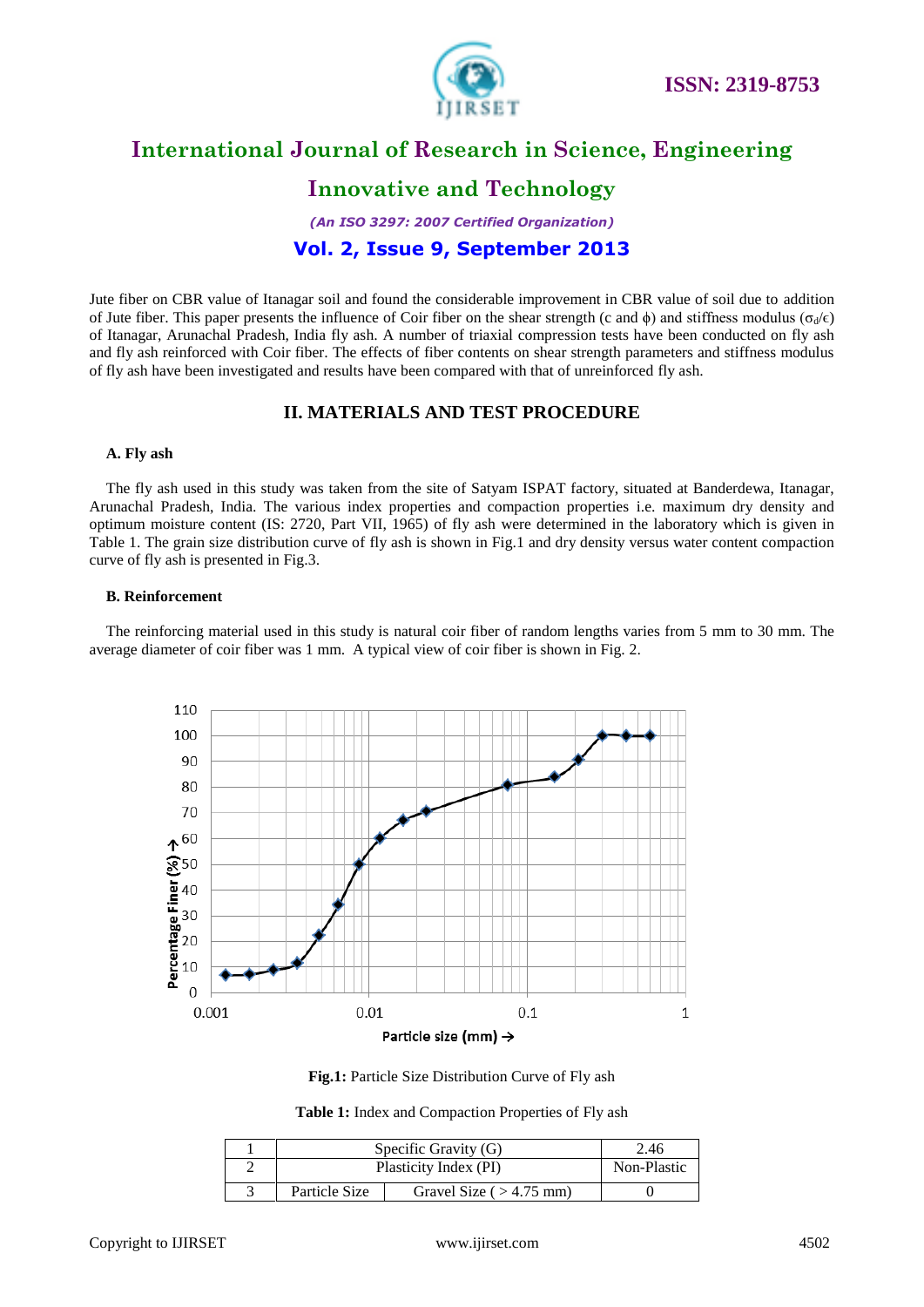Jute fiber on CBR value of Itanagar soil and found the considerable improvement in CBR value of soil due to addition of Jute fiber. This paper presents the influence of Coir fiber on the shear strength (c and $\phi$) and stiffness modulus ($\sigma_d/\epsilon$) of Itanagar, Arunachal Pradesh, India fly ash. A number of triaxial compression tests have been conducted on fly ash and fly ash reinforced with Coir fiber. The effects of fiber contents on shear strength parameters and stiffness modulus of fly ash have been investigated and results have been compared with that of unreinforced fly ash.

## II. MATERIALS AND TEST PROCEDURE

### A. Fly ash

The fly ash used in this study was taken from the site of Satyam ISPAT factory, situated at Banderdewa, Itanagar, Arunachal Pradesh, India. The various index properties and compaction properties i.e. maximum dry density and optimum moisture content (IS: 2720, Part VII, 1965) of fly ash were determined in the laboratory which is given in Table 1. The grain size distribution curve of fly ash is shown in Fig.1 and dry density versus water content compaction curve of fly ash is presented in Fig.3.

### B. Reinforcement

The reinforcing material used in this study is natural coir fiber of random lengths varies from 5 mm to 30 mm. The average diameter of coir fiber was 1 mm. A typical view of coir fiber is shown in Fig. 2.

**Fig.1:** Particle Size Distribution Curve of Fly ash

**Table 1:** Index and Compaction Properties of Fly ash

| | | | |
|---|---|---|---|
| 1 | Specific Gravity (G) | | 2.46 |
| 2 | Plasticity Index (PI) | | Non-Plastic |
| 3 | Particle Size | Gravel Size ( > 4.75 mm) | 0 |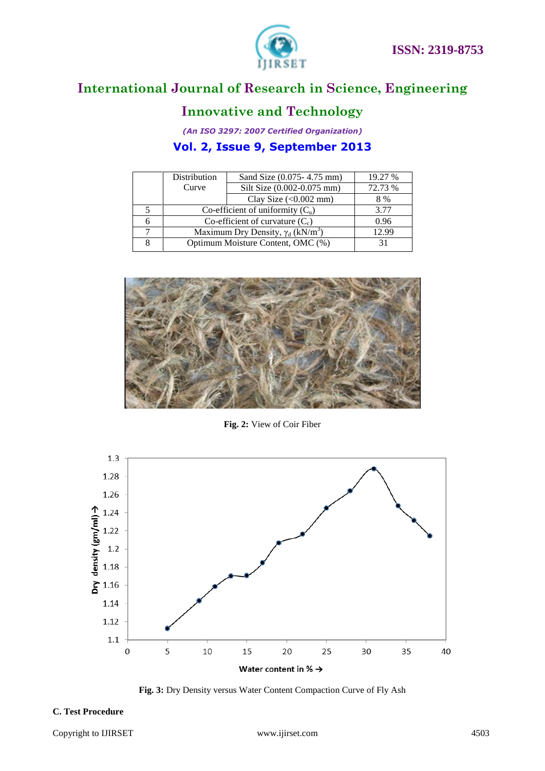|   | Distribution Curve | Sand Size (0.075- 4.75 mm) | 19.27 % |
|---|---|---|---|
|   |   | Silt Size (0.002-0.075 mm) | 72.73 % |
|   |   | Clay Size (<0.002 mm) | 8 % |
| 5 | Co-efficient of uniformity ($C_u$) | | 3.77 |
| 6 | Co-efficient of curvature ($C_c$) | | 0.96 |
| 7 | Maximum Dry Density, $\gamma_d$ (kN/m$^3$) | | 12.99 |
| 8 | Optimum Moisture Content, OMC (%) | | 31 |

**Fig. 2:** View of Coir Fiber

**Fig. 3:** Dry Density versus Water Content Compaction Curve of Fly Ash

**C. Test Procedure**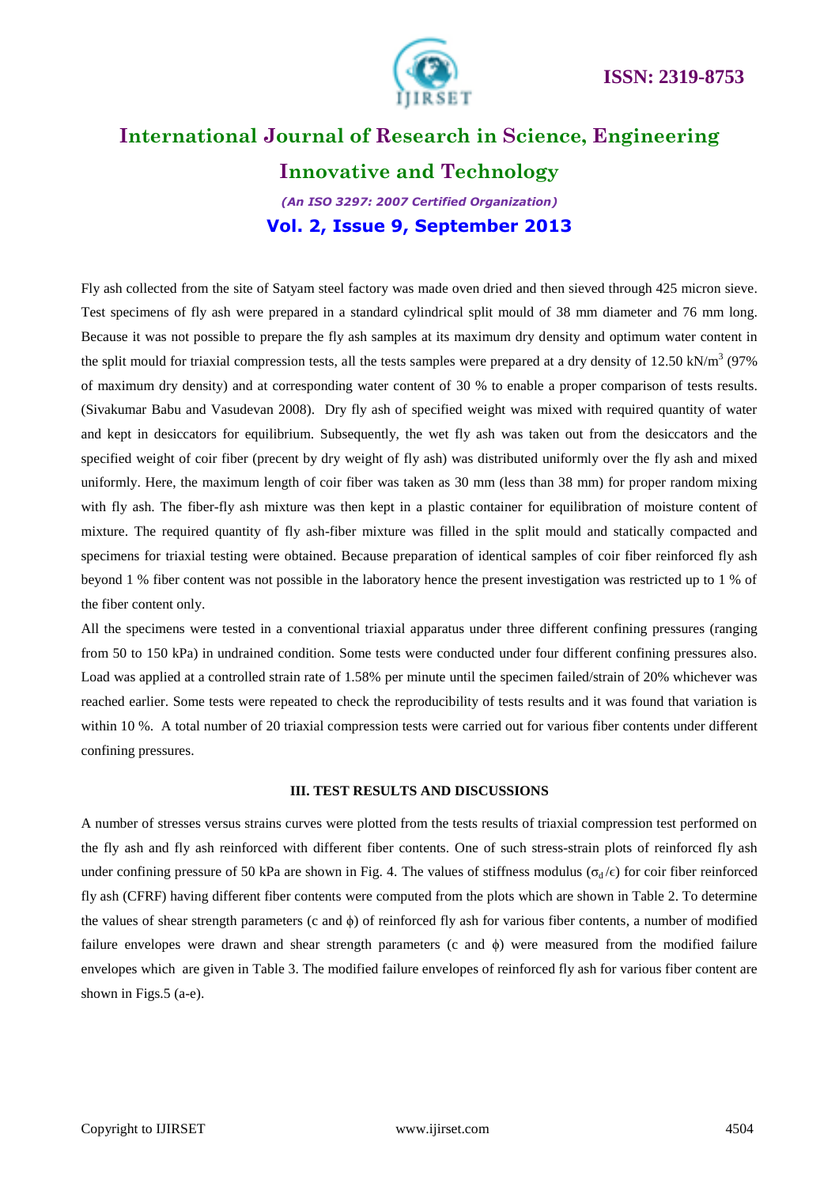Fly ash collected from the site of Satyam steel factory was made oven dried and then sieved through 425 micron sieve. Test specimens of fly ash were prepared in a standard cylindrical split mould of 38 mm diameter and 76 mm long. Because it was not possible to prepare the fly ash samples at its maximum dry density and optimum water content in the split mould for triaxial compression tests, all the tests samples were prepared at a dry density of 12.50 $kN/m^3$ (97% of maximum dry density) and at corresponding water content of 30 % to enable a proper comparison of tests results. (Sivakumar Babu and Vasudevan 2008). Dry fly ash of specified weight was mixed with required quantity of water and kept in desiccators for equilibrium. Subsequently, the wet fly ash was taken out from the desiccators and the specified weight of coir fiber (precent by dry weight of fly ash) was distributed uniformly over the fly ash and mixed uniformly. Here, the maximum length of coir fiber was taken as 30 mm (less than 38 mm) for proper random mixing with fly ash. The fiber-fly ash mixture was then kept in a plastic container for equilibration of moisture content of mixture. The required quantity of fly ash-fiber mixture was filled in the split mould and statically compacted and specimens for triaxial testing were obtained. Because preparation of identical samples of coir fiber reinforced fly ash beyond 1 % fiber content was not possible in the laboratory hence the present investigation was restricted up to 1 % of the fiber content only.

All the specimens were tested in a conventional triaxial apparatus under three different confining pressures (ranging from 50 to 150 kPa) in undrained condition. Some tests were conducted under four different confining pressures also. Load was applied at a controlled strain rate of 1.58% per minute until the specimen failed/strain of 20% whichever was reached earlier. Some tests were repeated to check the reproducibility of tests results and it was found that variation is within 10 %. A total number of 20 triaxial compression tests were carried out for various fiber contents under different confining pressures.

## III. TEST RESULTS AND DISCUSSIONS

A number of stresses versus strains curves were plotted from the tests results of triaxial compression test performed on the fly ash and fly ash reinforced with different fiber contents. One of such stress-strain plots of reinforced fly ash under confining pressure of 50 kPa are shown in Fig. 4. The values of stiffness modulus ($\sigma_d/\epsilon$) for coir fiber reinforced fly ash (CFRF) having different fiber contents were computed from the plots which are shown in Table 2. To determine the values of shear strength parameters (c and $\phi$) of reinforced fly ash for various fiber contents, a number of modified failure envelopes were drawn and shear strength parameters (c and $\phi$) were measured from the modified failure envelopes which are given in Table 3. The modified failure envelopes of reinforced fly ash for various fiber content are shown in Figs.5 (a-e).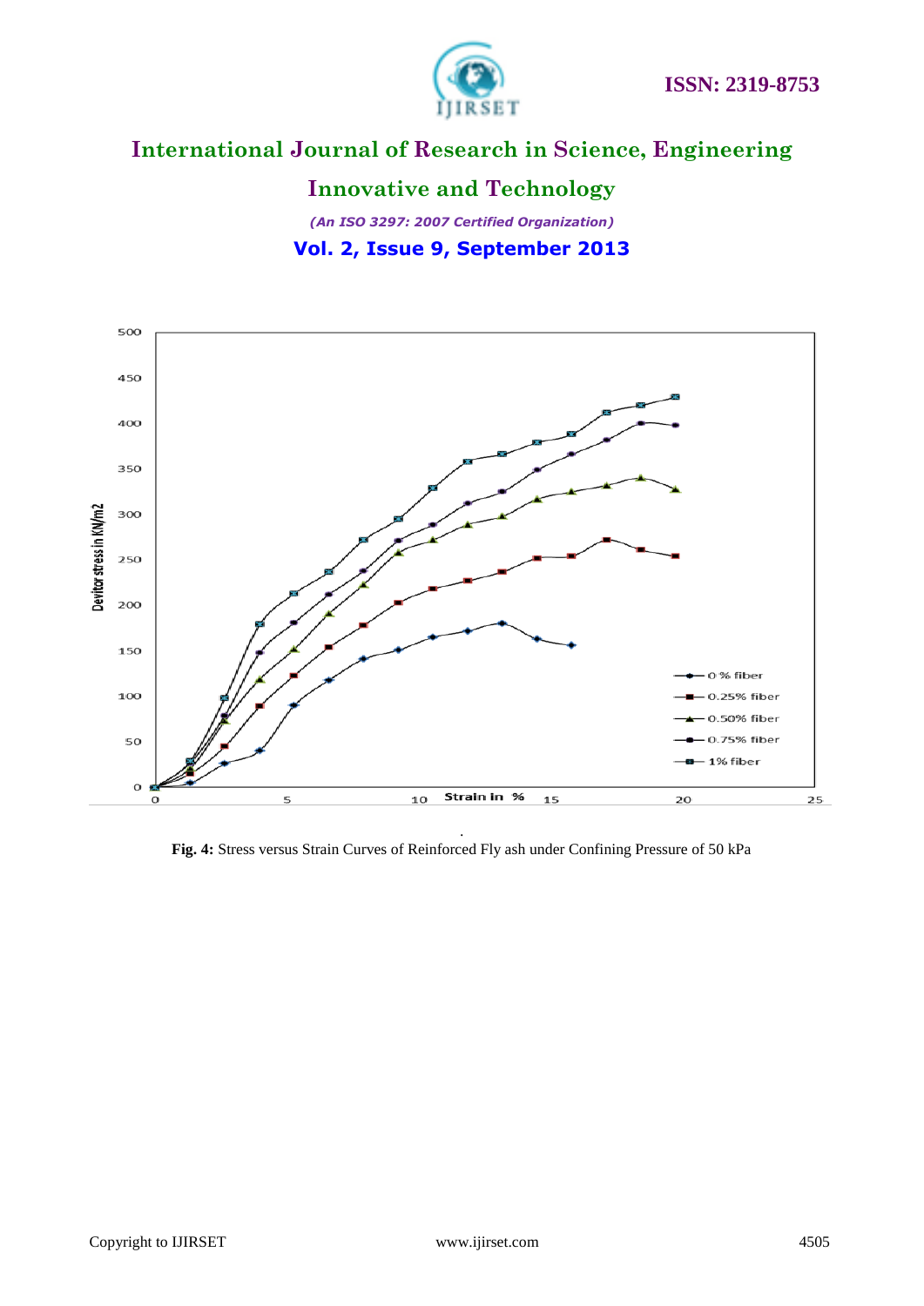Fig. 4: Stress versus Strain Curves of Reinforced Fly ash under Confining Pressure of 50 kPa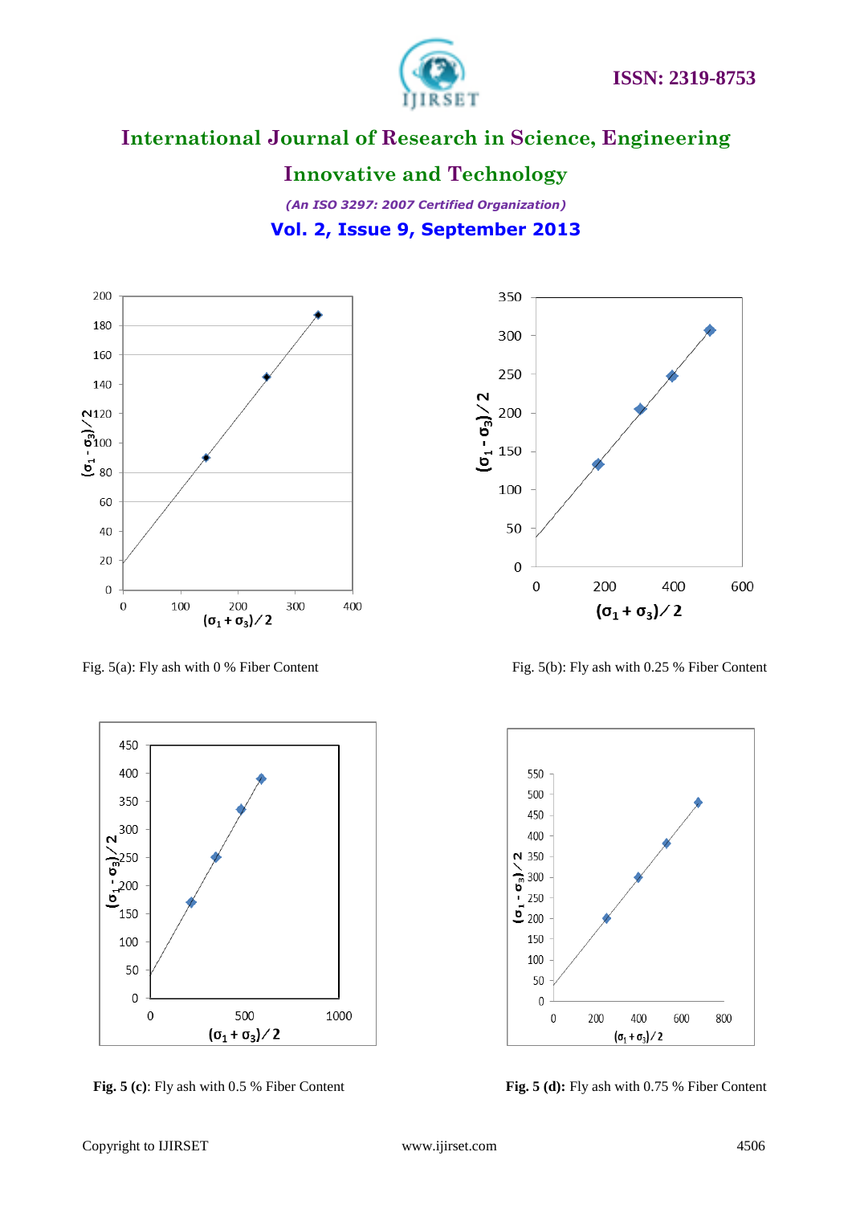Fig. 5(a): Fly ash with 0 % Fiber Content

Fig. 5(b): Fly ash with 0.25 % Fiber Content

**Fig. 5 (c)**: Fly ash with 0.5 % Fiber Content

**Fig. 5 (d):** Fly ash with 0.75 % Fiber Content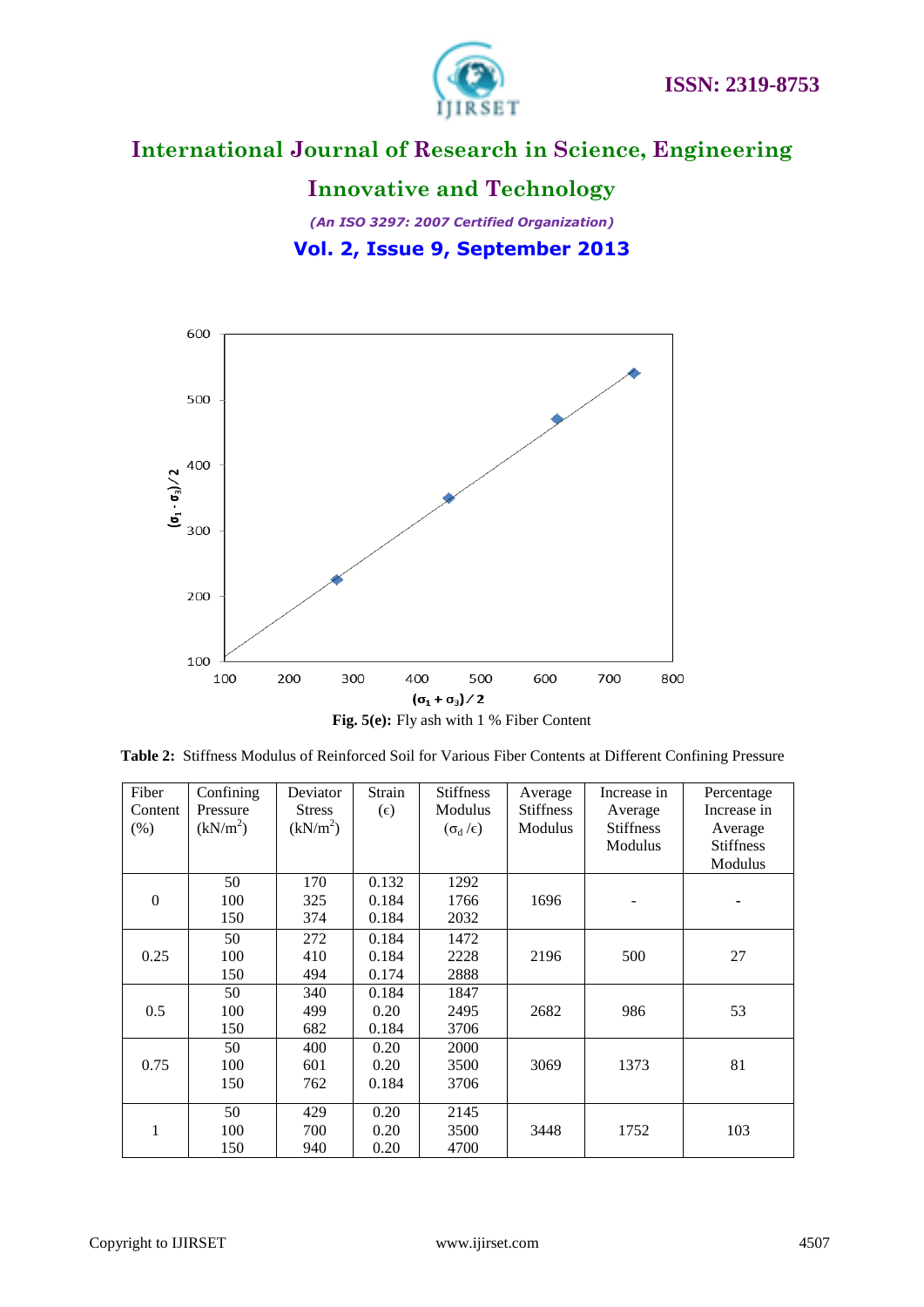Fig. 5(e): Fly ash with 1 % Fiber Content

**Table 2:** Stiffness Modulus of Reinforced Soil for Various Fiber Contents at Different Confining Pressure

| Fiber Content (%) | Confining Pressure (kN/m$^2$) | Deviator Stress (kN/m$^2$) | Strain ($\epsilon$) | Stiffness Modulus ($\sigma_d / \epsilon$) | Average Stiffness Modulus | Increase in Average Stiffness Modulus | Percentage Increase in Average Stiffness Modulus |
|---|---|---|---|---|---|---|---|
| 0 | 50<br>100<br>150 | 170<br>325<br>374 | 0.132<br>0.184<br>0.184 | 1292<br>1766<br>2032 | 1696 | - | - |
| 0.25 | 50<br>100<br>150 | 272<br>410<br>494 | 0.184<br>0.184<br>0.174 | 1472<br>2228<br>2888 | 2196 | 500 | 27 |
| 0.5 | 50<br>100<br>150 | 340<br>499<br>682 | 0.184<br>0.20<br>0.184 | 1847<br>2495<br>3706 | 2682 | 986 | 53 |
| 0.75 | 50<br>100<br>150 | 400<br>601<br>762 | 0.20<br>0.20<br>0.184 | 2000<br>3500<br>3706 | 3069 | 1373 | 81 |
| 1 | 50<br>100<br>150 | 429<br>700<br>940 | 0.20<br>0.20<br>0.20 | 2145<br>3500<br>4700 | 3448 | 1752 | 103 |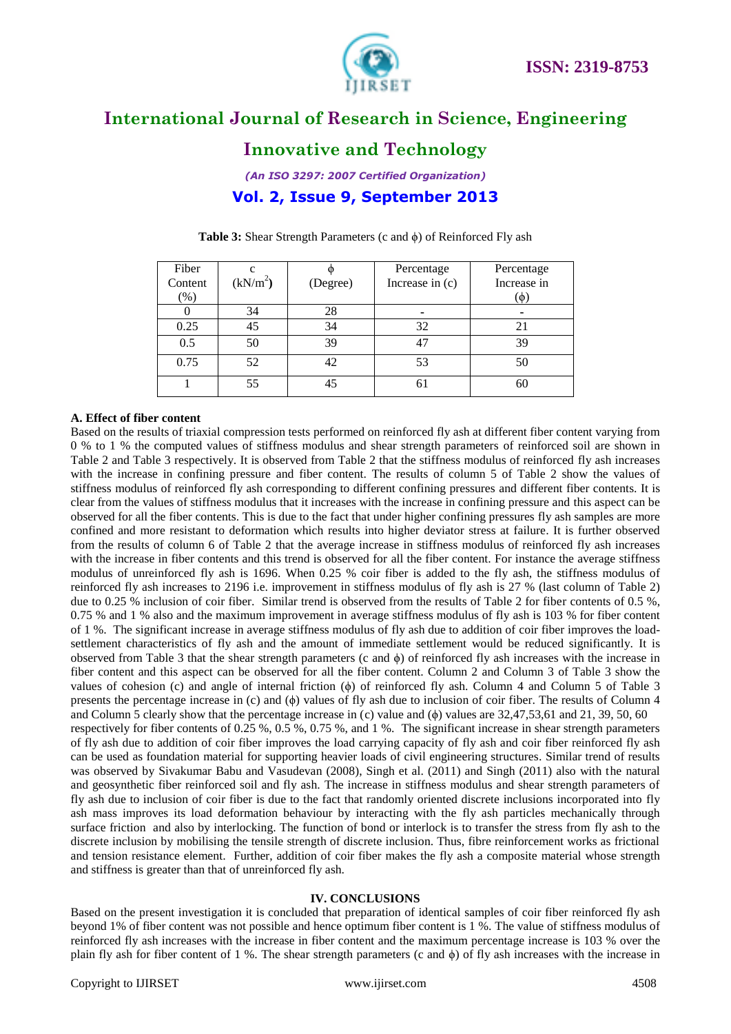**Table 3:** Shear Strength Parameters (c and ϕ) of Reinforced Fly ash

| Fiber Content (%) | c ($kN/m^2$) | ϕ (Degree) | Percentage Increase in (c) | Percentage Increase in (ϕ) |
|---|---|---|---|---|
| 0 | 34 | 28 | - | - |
| 0.25 | 45 | 34 | 32 | 21 |
| 0.5 | 50 | 39 | 47 | 39 |
| 0.75 | 52 | 42 | 53 | 50 |
| 1 | 55 | 45 | 61 | 60 |

### A. Effect of fiber content

Based on the results of triaxial compression tests performed on reinforced fly ash at different fiber content varying from 0 % to 1 % the computed values of stiffness modulus and shear strength parameters of reinforced soil are shown in Table 2 and Table 3 respectively. It is observed from Table 2 that the stiffness modulus of reinforced fly ash increases with the increase in confining pressure and fiber content. The results of column 5 of Table 2 show the values of stiffness modulus of reinforced fly ash corresponding to different confining pressures and different fiber contents. It is clear from the values of stiffness modulus that it increases with the increase in confining pressure and this aspect can be observed for all the fiber contents. This is due to the fact that under higher confining pressures fly ash samples are more confined and more resistant to deformation which results into higher deviator stress at failure. It is further observed from the results of column 6 of Table 2 that the average increase in stiffness modulus of reinforced fly ash increases with the increase in fiber contents and this trend is observed for all the fiber content. For instance the average stiffness modulus of unreinforced fly ash is 1696. When 0.25 % coir fiber is added to the fly ash, the stiffness modulus of reinforced fly ash increases to 2196 i.e. improvement in stiffness modulus of fly ash is 27 % (last column of Table 2) due to 0.25 % inclusion of coir fiber. Similar trend is observed from the results of Table 2 for fiber contents of 0.5 %, 0.75 % and 1 % also and the maximum improvement in average stiffness modulus of fly ash is 103 % for fiber content of 1 %. The significant increase in average stiffness modulus of fly ash due to addition of coir fiber improves the load-settlement characteristics of fly ash and the amount of immediate settlement would be reduced significantly. It is observed from Table 3 that the shear strength parameters (c and ϕ) of reinforced fly ash increases with the increase in fiber content and this aspect can be observed for all the fiber content. Column 2 and Column 3 of Table 3 show the values of cohesion (c) and angle of internal friction (ϕ) of reinforced fly ash. Column 4 and Column 5 of Table 3 presents the percentage increase in (c) and (ϕ) values of fly ash due to inclusion of coir fiber. The results of Column 4 and Column 5 clearly show that the percentage increase in (c) value and (ϕ) values are 32,47,53,61 and 21, 39, 50, 60 respectively for fiber contents of 0.25 %, 0.5 %, 0.75 %, and 1 %. The significant increase in shear strength parameters of fly ash due to addition of coir fiber improves the load carrying capacity of fly ash and coir fiber reinforced fly ash can be used as foundation material for supporting heavier loads of civil engineering structures. Similar trend of results was observed by Sivakumar Babu and Vasudevan (2008), Singh et al. (2011) and Singh (2011) also with the natural and geosynthetic fiber reinforced soil and fly ash. The increase in stiffness modulus and shear strength parameters of fly ash due to inclusion of coir fiber is due to the fact that randomly oriented discrete inclusions incorporated into fly ash mass improves its load deformation behaviour by interacting with the fly ash particles mechanically through surface friction and also by interlocking. The function of bond or interlock is to transfer the stress from fly ash to the discrete inclusion by mobilising the tensile strength of discrete inclusion. Thus, fibre reinforcement works as frictional and tension resistance element. Further, addition of coir fiber makes the fly ash a composite material whose strength and stiffness is greater than that of unreinforced fly ash.

## IV. CONCLUSIONS

Based on the present investigation it is concluded that preparation of identical samples of coir fiber reinforced fly ash beyond 1% of fiber content was not possible and hence optimum fiber content is 1 %. The value of stiffness modulus of reinforced fly ash increases with the increase in fiber content and the maximum percentage increase is 103 % over the plain fly ash for fiber content of 1 %. The shear strength parameters (c and ϕ) of fly ash increases with the increase in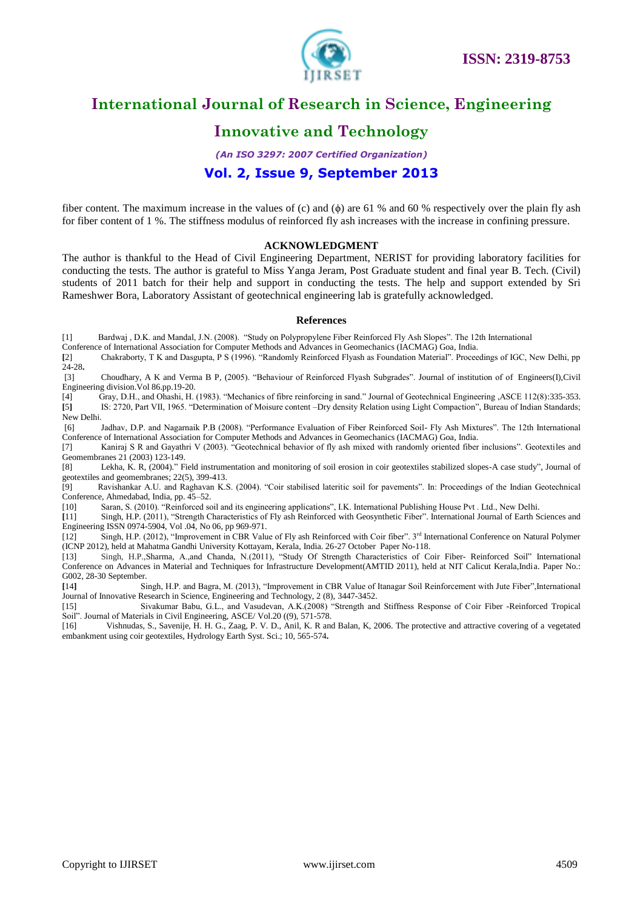fiber content. The maximum increase in the values of (c) and (ϕ) are 61 % and 60 % respectively over the plain fly ash for fiber content of 1 %. The stiffness modulus of reinforced fly ash increases with the increase in confining pressure.

## ACKNOWLEDGMENT

The author is thankful to the Head of Civil Engineering Department, NERIST for providing laboratory facilities for conducting the tests. The author is grateful to Miss Yanga Jeram, Post Graduate student and final year B. Tech. (Civil) students of 2011 batch for their help and support in conducting the tests. The help and support extended by Sri Rameshwer Bora, Laboratory Assistant of geotechnical engineering lab is gratefully acknowledged.

## References

[1] Bardwaj , D.K. and Mandal, J.N. (2008). "Study on Polypropylene Fiber Reinforced Fly Ash Slopes". The 12th International Conference of International Association for Computer Methods and Advances in Geomechanics (IACMAG) Goa, India.

[2] Chakraborty, T K and Dasgupta, P S (1996). "Randomly Reinforced Flyash as Foundation Material". Proceedings of IGC, New Delhi, pp 24-28.

[3] Choudhary, A K and Verma B P, (2005). "Behaviour of Reinforced Flyash Subgrades". Journal of institution of of Engineers(I),Civil Engineering division.Vol 86.pp.19-20.

[4] Gray, D.H., and Ohashi, H. (1983). "Mechanics of fibre reinforcing in sand." Journal of Geotechnical Engineering ,ASCE 112(8):335-353.

[5] IS: 2720, Part VII, 1965. "Determination of Moisure content –Dry density Relation using Light Compaction", Bureau of Indian Standards; New Delhi.

[6] Jadhav, D.P. and Nagarnaik P.B (2008). "Performance Evaluation of Fiber Reinforced Soil- Fly Ash Mixtures". The 12th International Conference of International Association for Computer Methods and Advances in Geomechanics (IACMAG) Goa, India.

[7] Kaniraj S R and Gayathri V (2003). "Geotechnical behavior of fly ash mixed with randomly oriented fiber inclusions". Geotextiles and Geomembranes 21 (2003) 123-149.

[8] Lekha, K. R, (2004)." Field instrumentation and monitoring of soil erosion in coir geotextiles stabilized slopes-A case study", Journal of geotextiles and geomembranes; 22(5), 399-413.

[9] Ravishankar A.U. and Raghavan K.S. (2004). "Coir stabilised lateritic soil for pavements". In: Proceedings of the Indian Geotechnical Conference, Ahmedabad, India, pp. 45–52.

[10] Saran, S. (2010). "Reinforced soil and its engineering applications", I.K. International Publishing House Pvt . Ltd., New Delhi.

[11] Singh, H.P. (2011), "Strength Characteristics of Fly ash Reinforced with Geosynthetic Fiber". International Journal of Earth Sciences and Engineering ISSN 0974-5904, Vol .04, No 06, pp 969-971.

[12] Singh, H.P. (2012), "Improvement in CBR Value of Fly ash Reinforced with Coir fiber". 3rd International Conference on Natural Polymer (ICNP 2012), held at Mahatma Gandhi University Kottayam, Kerala, India. 26-27 October Paper No-118.

[13] Singh, H.P.,Sharma, A.,and Chanda, N.(2011), "Study Of Strength Characteristics of Coir Fiber- Reinforced Soil" International Conference on Advances in Material and Techniques for Infrastructure Development(AMTID 2011), held at NIT Calicut Kerala,India. Paper No.: G002, 28-30 September.

[14] Singh, H.P. and Bagra, M. (2013), "Improvement in CBR Value of Itanagar Soil Reinforcement with Jute Fiber",International Journal of Innovative Research in Science, Engineering and Technology, 2 (8), 3447-3452.

[15] Sivakumar Babu, G.L., and Vasudevan, A.K.(2008) "Strength and Stiffness Response of Coir Fiber -Reinforced Tropical Soil". Journal of Materials in Civil Engineering, ASCE/ Vol.20 ((9), 571-578.

[16] Vishnudas, S., Savenije, H. H. G., Zaag, P. V. D., Anil, K. R and Balan, K, 2006. The protective and attractive covering of a vegetated embankment using coir geotextiles, Hydrology Earth Syst. Sci.; 10, 565-574.